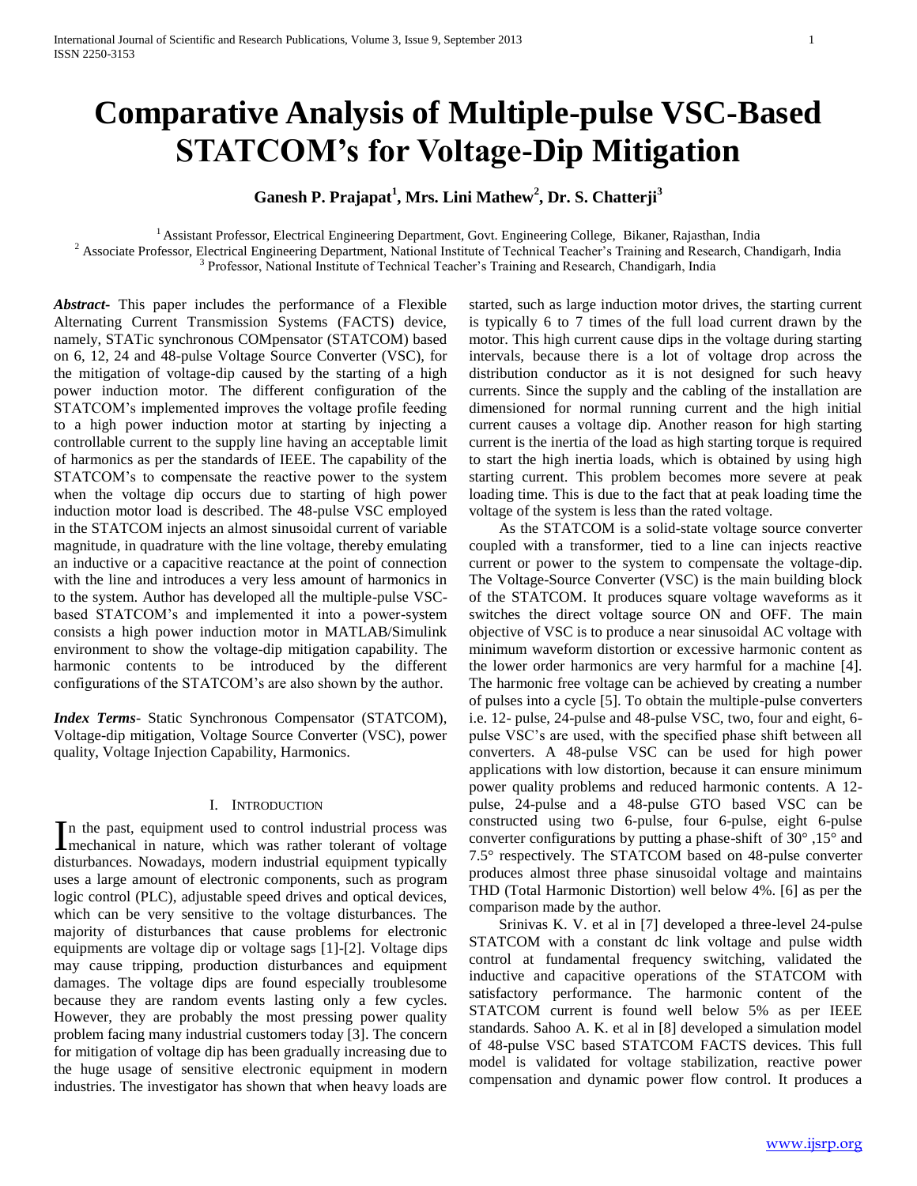# Comparative Analysis of Multiple-pulse VSC-Based STATCOM's for Voltage-Dip Mitigation

**Ganesh P. Prajapat[1], Mrs. Lini Mathew[2], Dr. S. Chatterji[3]**

[1] Assistant Professor, Electrical Engineering Department, Govt. Engineering College, Bikaner, Rajasthan, India
[2] Associate Professor, Electrical Engineering Department, National Institute of Technical Teacher's Training and Research, Chandigarh, India
[3] Professor, National Institute of Technical Teacher's Training and Research, Chandigarh, India

***Abstract*-** This paper includes the performance of a Flexible Alternating Current Transmission Systems (FACTS) device, namely, STATic synchronous COMpensator (STATCOM) based on 6, 12, 24 and 48-pulse Voltage Source Converter (VSC), for the mitigation of voltage-dip caused by the starting of a high power induction motor. The different configuration of the STATCOM's implemented improves the voltage profile feeding to a high power induction motor at starting by injecting a controllable current to the supply line having an acceptable limit of harmonics as per the standards of IEEE. The capability of the STATCOM's to compensate the reactive power to the system when the voltage dip occurs due to starting of high power induction motor load is described. The 48-pulse VSC employed in the STATCOM injects an almost sinusoidal current of variable magnitude, in quadrature with the line voltage, thereby emulating an inductive or a capacitive reactance at the point of connection with the line and introduces a very less amount of harmonics in to the system. Author has developed all the multiple-pulse VSC-based STATCOM's and implemented it into a power-system consists a high power induction motor in MATLAB/Simulink environment to show the voltage-dip mitigation capability. The harmonic contents to be introduced by the different configurations of the STATCOM's are also shown by the author.

***Index Terms*-** Static Synchronous Compensator (STATCOM), Voltage-dip mitigation, Voltage Source Converter (VSC), power quality, Voltage Injection Capability, Harmonics.

## I. Introduction

In the past, equipment used to control industrial process was mechanical in nature, which was rather tolerant of voltage disturbances. Nowadays, modern industrial equipment typically uses a large amount of electronic components, such as program logic control (PLC), adjustable speed drives and optical devices, which can be very sensitive to the voltage disturbances. The majority of disturbances that cause problems for electronic equipments are voltage dip or voltage sags [1]-[2]. Voltage dips may cause tripping, production disturbances and equipment damages. The voltage dips are found especially troublesome because they are random events lasting only a few cycles. However, they are probably the most pressing power quality problem facing many industrial customers today [3]. The concern for mitigation of voltage dip has been gradually increasing due to the huge usage of sensitive electronic equipment in modern industries. The investigator has shown that when heavy loads are started, such as large induction motor drives, the starting current is typically 6 to 7 times of the full load current drawn by the motor. This high current cause dips in the voltage during starting intervals, because there is a lot of voltage drop across the distribution conductor as it is not designed for such heavy currents. Since the supply and the cabling of the installation are dimensioned for normal running current and the high initial current causes a voltage dip. Another reason for high starting current is the inertia of the load as high starting torque is required to start the high inertia loads, which is obtained by using high starting current. This problem becomes more severe at peak loading time. This is due to the fact that at peak loading time the voltage of the system is less than the rated voltage.

As the STATCOM is a solid-state voltage source converter coupled with a transformer, tied to a line can injects reactive current or power to the system to compensate the voltage-dip. The Voltage-Source Converter (VSC) is the main building block of the STATCOM. It produces square voltage waveforms as it switches the direct voltage source ON and OFF. The main objective of VSC is to produce a near sinusoidal AC voltage with minimum waveform distortion or excessive harmonic content as the lower order harmonics are very harmful for a machine [4]. The harmonic free voltage can be achieved by creating a number of pulses into a cycle [5]. To obtain the multiple-pulse converters i.e. 12- pulse, 24-pulse and 48-pulse VSC, two, four and eight, 6-pulse VSC's are used, with the specified phase shift between all converters. A 48-pulse VSC can be used for high power applications with low distortion, because it can ensure minimum power quality problems and reduced harmonic contents. A 12-pulse, 24-pulse and a 48-pulse GTO based VSC can be constructed using two 6-pulse, four 6-pulse, eight 6-pulse converter configurations by putting a phase-shift of 30° ,15° and 7.5° respectively. The STATCOM based on 48-pulse converter produces almost three phase sinusoidal voltage and maintains THD (Total Harmonic Distortion) well below 4%. [6] as per the comparison made by the author.

Srinivas K. V. et al in [7] developed a three-level 24-pulse STATCOM with a constant dc link voltage and pulse width control at fundamental frequency switching, validated the inductive and capacitive operations of the STATCOM with satisfactory performance. The harmonic content of the STATCOM current is found well below 5% as per IEEE standards. Sahoo A. K. et al in [8] developed a simulation model of 48-pulse VSC based STATCOM FACTS devices. This full model is validated for voltage stabilization, reactive power compensation and dynamic power flow control. It produces a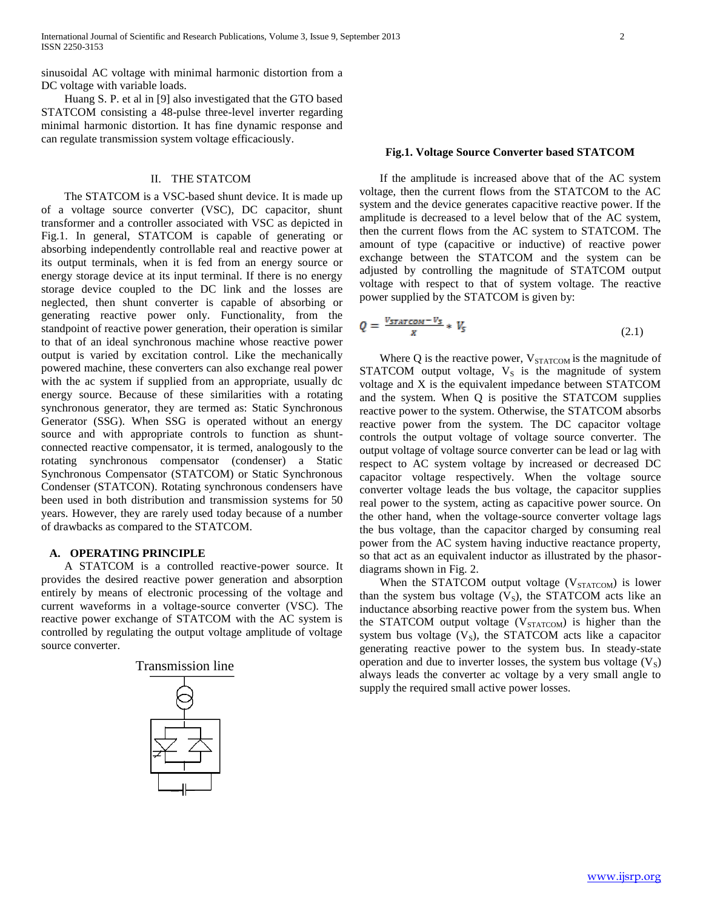sinusoidal AC voltage with minimal harmonic distortion from a DC voltage with variable loads.

Huang S. P. et al in [9] also investigated that the GTO based STATCOM consisting a 48-pulse three-level inverter regarding minimal harmonic distortion. It has fine dynamic response and can regulate transmission system voltage efficaciously.

## II. THE STATCOM

The STATCOM is a VSC-based shunt device. It is made up of a voltage source converter (VSC), DC capacitor, shunt transformer and a controller associated with VSC as depicted in Fig.1. In general, STATCOM is capable of generating or absorbing independently controllable real and reactive power at its output terminals, when it is fed from an energy source or energy storage device at its input terminal. If there is no energy storage device coupled to the DC link and the losses are neglected, then shunt converter is capable of absorbing or generating reactive power only. Functionality, from the standpoint of reactive power generation, their operation is similar to that of an ideal synchronous machine whose reactive power output is varied by excitation control. Like the mechanically powered machine, these converters can also exchange real power with the ac system if supplied from an appropriate, usually dc energy source. Because of these similarities with a rotating synchronous generator, they are termed as: Static Synchronous Generator (SSG). When SSG is operated without an energy source and with appropriate controls to function as shunt-connected reactive compensator, it is termed, analogously to the rotating synchronous compensator (condenser) a Static Synchronous Compensator (STATCOM) or Static Synchronous Condenser (STATCON). Rotating synchronous condensers have been used in both distribution and transmission systems for 50 years. However, they are rarely used today because of a number of drawbacks as compared to the STATCOM.

### A. OPERATING PRINCIPLE

A STATCOM is a controlled reactive-power source. It provides the desired reactive power generation and absorption entirely by means of electronic processing of the voltage and current waveforms in a voltage-source converter (VSC). The reactive power exchange of STATCOM with the AC system is controlled by regulating the output voltage amplitude of voltage source converter.

Transmission line

**Fig.1. Voltage Source Converter based STATCOM**

If the amplitude is increased above that of the AC system voltage, then the current flows from the STATCOM to the AC system and the device generates capacitive reactive power. If the amplitude is decreased to a level below that of the AC system, then the current flows from the AC system to STATCOM. The amount of type (capacitive or inductive) of reactive power exchange between the STATCOM and the system can be adjusted by controlling the magnitude of STATCOM output voltage with respect to that of system voltage. The reactive power supplied by the STATCOM is given by:

$$Q = \frac{V_{STATCOM} - V_S}{X} * V_S \tag{2.1}$$

Where Q is the reactive power, $V_{STATCOM}$ is the magnitude of STATCOM output voltage, $V_S$ is the magnitude of system voltage and X is the equivalent impedance between STATCOM and the system. When Q is positive the STATCOM supplies reactive power to the system. Otherwise, the STATCOM absorbs reactive power from the system. The DC capacitor voltage controls the output voltage of voltage source converter. The output voltage of voltage source converter can be lead or lag with respect to AC system voltage by increased or decreased DC capacitor voltage respectively. When the voltage source converter voltage leads the bus voltage, the capacitor supplies real power to the system, acting as capacitive power source. On the other hand, when the voltage-source converter voltage lags the bus voltage, than the capacitor charged by consuming real power from the AC system having inductive reactance property, so that act as an equivalent inductor as illustrated by the phasor-diagrams shown in Fig. 2.

When the STATCOM output voltage ($V_{STATCOM}$) is lower than the system bus voltage ($V_S$), the STATCOM acts like an inductance absorbing reactive power from the system bus. When the STATCOM output voltage ($V_{STATCOM}$) is higher than the system bus voltage ($V_S$), the STATCOM acts like a capacitor generating reactive power to the system bus. In steady-state operation and due to inverter losses, the system bus voltage ($V_S$) always leads the converter ac voltage by a very small angle to supply the required small active power losses.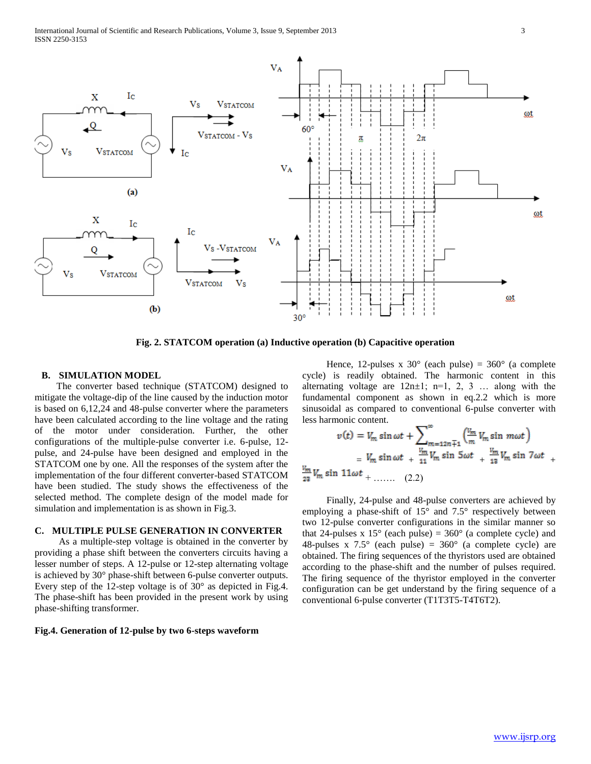Fig. 2. STATCOM operation (a) Inductive operation (b) Capacitive operation

### B. SIMULATION MODEL

The converter based technique (STATCOM) designed to mitigate the voltage-dip of the line caused by the induction motor is based on 6,12,24 and 48-pulse converter where the parameters have been calculated according to the line voltage and the rating of the motor under consideration. Further, the other configurations of the multiple-pulse converter i.e. 6-pulse, 12-pulse, and 24-pulse have been designed and employed in the STATCOM one by one. All the responses of the system after the implementation of the four different converter-based STATCOM have been studied. The study shows the effectiveness of the selected method. The complete design of the model made for simulation and implementation is as shown in Fig.3.

### C. MULTIPLE PULSE GENERATION IN CONVERTER

As a multiple-step voltage is obtained in the converter by providing a phase shift between the converters circuits having a lesser number of steps. A 12-pulse or 12-step alternating voltage is achieved by 30° phase-shift between 6-pulse converter outputs. Every step of the 12-step voltage is of 30° as depicted in Fig.4. The phase-shift has been provided in the present work by using phase-shifting transformer.

**Fig.4. Generation of 12-pulse by two 6-steps waveform**

Hence, 12-pulses x 30° (each pulse) = 360° (a complete cycle) is readily obtained. The harmonic content in this alternating voltage are 12n±1; n=1, 2, 3 … along with the fundamental component as shown in eq.2.2 which is more sinusoidal as compared to conventional 6-pulse converter with less harmonic content.

$$v(t) = V_m \sin \omega t + \sum_{m=12n\mp1}^{\infty} \left( \frac{V_m}{m} V_m \sin m\omega t \right)$$

$$= V_m \sin \omega t + \frac{V_m}{11} V_m \sin 5\omega t + \frac{V_m}{13} V_m \sin 7\omega t + \frac{V_m}{23} V_m \sin 11\omega t + \ldots\ldots \quad (2.2)$$

Finally, 24-pulse and 48-pulse converters are achieved by employing a phase-shift of 15° and 7.5° respectively between two 12-pulse converter configurations in the similar manner so that 24-pulses x 15° (each pulse) = 360° (a complete cycle) and 48-pulses x 7.5° (each pulse) = 360° (a complete cycle) are obtained. The firing sequences of the thyristors used are obtained according to the phase-shift and the number of pulses required. The firing sequence of the thyristor employed in the converter configuration can be get understand by the firing sequence of a conventional 6-pulse converter (T1T3T5-T4T6T2).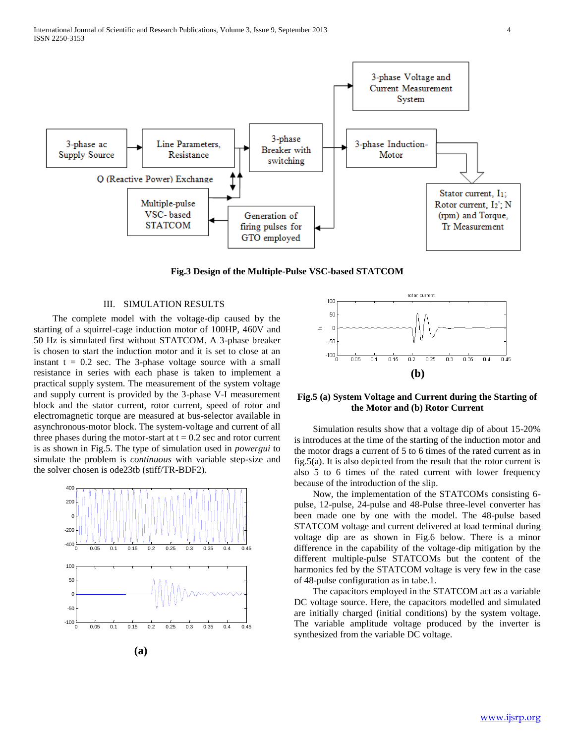Fig.3 Design of the Multiple-Pulse VSC-based STATCOM

## III. SIMULATION RESULTS

The complete model with the voltage-dip caused by the starting of a squirrel-cage induction motor of 100HP, 460V and 50 Hz is simulated first without STATCOM. A 3-phase breaker is chosen to start the induction motor and it is set to close at an instant t = 0.2 sec. The 3-phase voltage source with a small resistance in series with each phase is taken to implement a practical supply system. The measurement of the system voltage and supply current is provided by the 3-phase V-I measurement block and the stator current, rotor current, speed of rotor and electromagnetic torque are measured at bus-selector available in asynchronous-motor block. The system-voltage and current of all three phases during the motor-start at t = 0.2 sec and rotor current is as shown in Fig.5. The type of simulation used in *powergui* to simulate the problem is *continuous* with variable step-size and the solver chosen is ode23tb (stiff/TR-BDF2).

(a)

(b)

**Fig.5 (a) System Voltage and Current during the Starting of the Motor and (b) Rotor Current**

Simulation results show that a voltage dip of about 15-20% is introduces at the time of the starting of the induction motor and the motor drags a current of 5 to 6 times of the rated current as in fig.5(a). It is also depicted from the result that the rotor current is also 5 to 6 times of the rated current with lower frequency because of the introduction of the slip.

Now, the implementation of the STATCOMs consisting 6-pulse, 12-pulse, 24-pulse and 48-Pulse three-level converter has been made one by one with the model. The 48-pulse based STATCOM voltage and current delivered at load terminal during voltage dip are as shown in Fig.6 below. There is a minor difference in the capability of the voltage-dip mitigation by the different multiple-pulse STATCOMs but the content of the harmonics fed by the STATCOM voltage is very few in the case of 48-pulse configuration as in tabe.1.

The capacitors employed in the STATCOM act as a variable DC voltage source. Here, the capacitors modelled and simulated are initially charged (initial conditions) by the system voltage. The variable amplitude voltage produced by the inverter is synthesized from the variable DC voltage.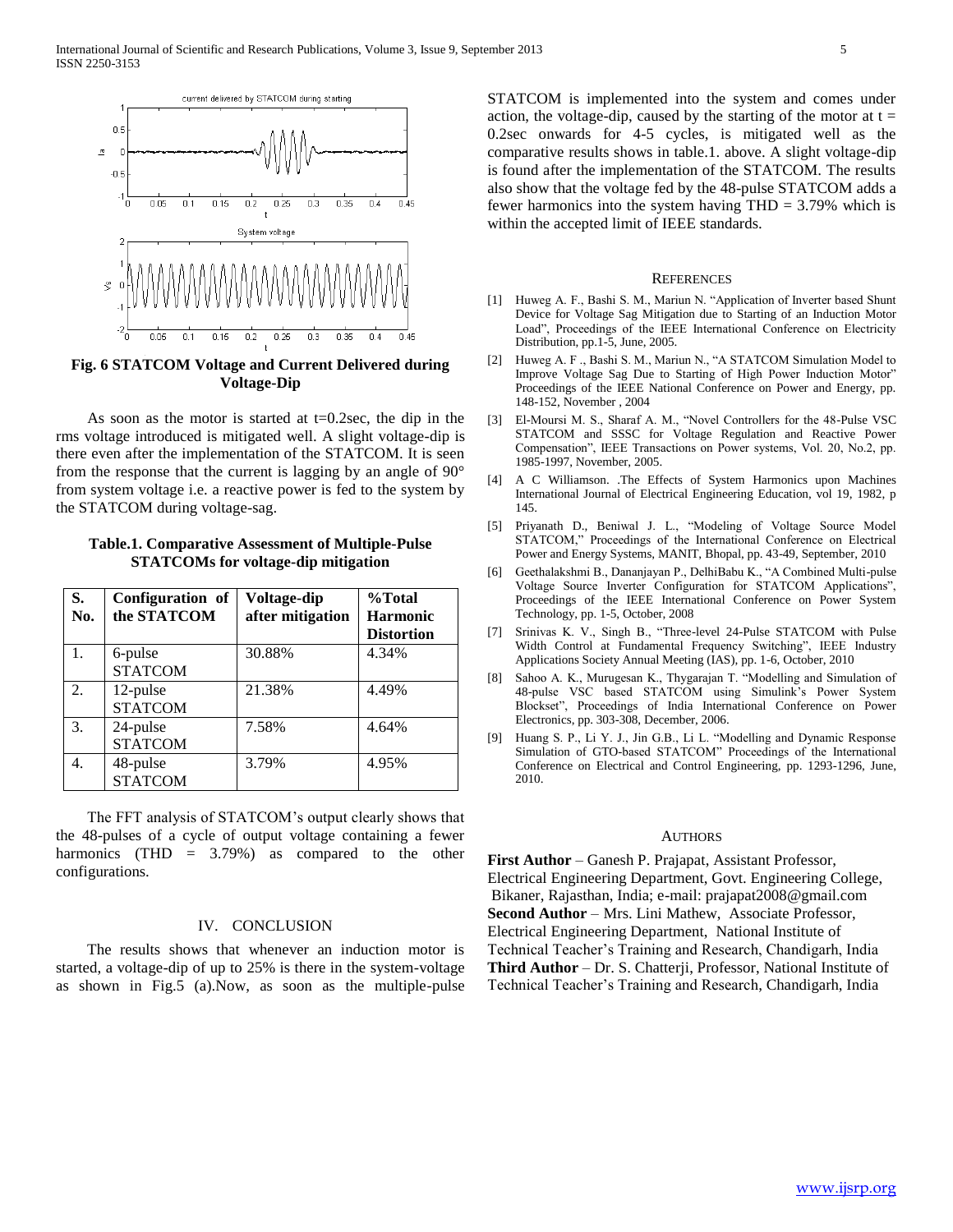current delivered by STATCOM during starting

Ia

t

System voltage

Vs

t

**Fig. 6 STATCOM Voltage and Current Delivered during Voltage-Dip**

As soon as the motor is started at t=0.2sec, the dip in the rms voltage introduced is mitigated well. A slight voltage-dip is there even after the implementation of the STATCOM. It is seen from the response that the current is lagging by an angle of 90° from system voltage i.e. a reactive power is fed to the system by the STATCOM during voltage-sag.

**Table.1. Comparative Assessment of Multiple-Pulse STATCOMs for voltage-dip mitigation**

| S. No. | Configuration of the STATCOM | Voltage-dip after mitigation | %Total Harmonic Distortion |
|---|---|---|---|
| 1. | 6-pulse STATCOM | 30.88% | 4.34% |
| 2. | 12-pulse STATCOM | 21.38% | 4.49% |
| 3. | 24-pulse STATCOM | 7.58% | 4.64% |
| 4. | 48-pulse STATCOM | 3.79% | 4.95% |

The FFT analysis of STATCOM's output clearly shows that the 48-pulses of a cycle of output voltage containing a fewer harmonics (THD = 3.79%) as compared to the other configurations.

## IV. CONCLUSION

The results shows that whenever an induction motor is started, a voltage-dip of up to 25% is there in the system-voltage as shown in Fig.5 (a).Now, as soon as the multiple-pulse STATCOM is implemented into the system and comes under action, the voltage-dip, caused by the starting of the motor at t = 0.2sec onwards for 4-5 cycles, is mitigated well as the comparative results shows in table.1. above. A slight voltage-dip is found after the implementation of the STATCOM. The results also show that the voltage fed by the 48-pulse STATCOM adds a fewer harmonics into the system having THD = 3.79% which is within the accepted limit of IEEE standards.

## REFERENCES

[1] Huweg A. F., Bashi S. M., Mariun N. "Application of Inverter based Shunt Device for Voltage Sag Mitigation due to Starting of an Induction Motor Load", Proceedings of the IEEE International Conference on Electricity Distribution, pp.1-5, June, 2005.

[2] Huweg A. F ., Bashi S. M., Mariun N., "A STATCOM Simulation Model to Improve Voltage Sag Due to Starting of High Power Induction Motor" Proceedings of the IEEE National Conference on Power and Energy, pp. 148-152, November , 2004

[3] El-Moursi M. S., Sharaf A. M., "Novel Controllers for the 48-Pulse VSC STATCOM and SSSC for Voltage Regulation and Reactive Power Compensation", IEEE Transactions on Power systems, Vol. 20, No.2, pp. 1985-1997, November, 2005.

[4] A C Williamson. .The Effects of System Harmonics upon Machines International Journal of Electrical Engineering Education, vol 19, 1982, p 145.

[5] Priyanath D., Beniwal J. L., "Modeling of Voltage Source Model STATCOM," Proceedings of the International Conference on Electrical Power and Energy Systems, MANIT, Bhopal, pp. 43-49, September, 2010

[6] Geethalakshmi B., Dananjayan P., DelhiBabu K., "A Combined Multi-pulse Voltage Source Inverter Configuration for STATCOM Applications", Proceedings of the IEEE International Conference on Power System Technology, pp. 1-5, October, 2008

[7] Srinivas K. V., Singh B., "Three-level 24-Pulse STATCOM with Pulse Width Control at Fundamental Frequency Switching", IEEE Industry Applications Society Annual Meeting (IAS), pp. 1-6, October, 2010

[8] Sahoo A. K., Murugesan K., Thygarajan T. "Modelling and Simulation of 48-pulse VSC based STATCOM using Simulink's Power System Blockset", Proceedings of India International Conference on Power Electronics, pp. 303-308, December, 2006.

[9] Huang S. P., Li Y. J., Jin G.B., Li L. "Modelling and Dynamic Response Simulation of GTO-based STATCOM" Proceedings of the International Conference on Electrical and Control Engineering, pp. 1293-1296, June, 2010.

## AUTHORS

**First Author** – Ganesh P. Prajapat, Assistant Professor, Electrical Engineering Department, Govt. Engineering College, Bikaner, Rajasthan, India; e-mail: prajapat2008@gmail.com

**Second Author** – Mrs. Lini Mathew, Associate Professor, Electrical Engineering Department, National Institute of Technical Teacher's Training and Research, Chandigarh, India

**Third Author** – Dr. S. Chatterji, Professor, National Institute of Technical Teacher's Training and Research, Chandigarh, India